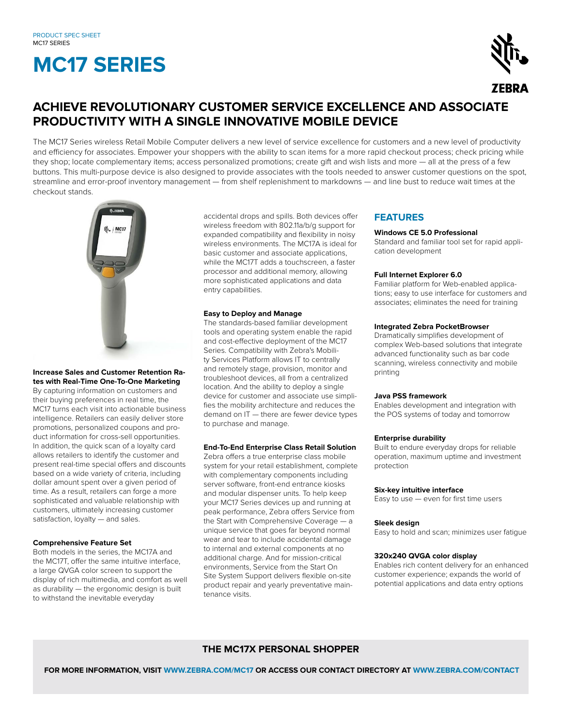PRODUCT SPEC SHEET
MC17 SERIES

# MC17 SERIES

## ACHIEVE REVOLUTIONARY CUSTOMER SERVICE EXCELLENCE AND ASSOCIATE PRODUCTIVITY WITH A SINGLE INNOVATIVE MOBILE DEVICE

The MC17 Series wireless Retail Mobile Computer delivers a new level of service excellence for customers and a new level of productivity and efficiency for associates. Empower your shoppers with the ability to scan items for a more rapid checkout process; check pricing while they shop; locate complementary items; access personalized promotions; create gift and wish lists and more — all at the press of a few buttons. This multi-purpose device is also designed to provide associates with the tools needed to answer customer questions on the spot, streamline and error-proof inventory management — from shelf replenishment to markdowns — and line bust to reduce wait times at the checkout stands.

**Increase Sales and Customer Retention Rates with Real-Time One-To-One Marketing**
By capturing information on customers and their buying preferences in real time, the MC17 turns each visit into actionable business intelligence. Retailers can easily deliver store promotions, personalized coupons and product information for cross-sell opportunities. In addition, the quick scan of a loyalty card allows retailers to identify the customer and present real-time special offers and discounts based on a wide variety of criteria, including dollar amount spent over a given period of time. As a result, retailers can forge a more sophisticated and valuable relationship with customers, ultimately increasing customer satisfaction, loyalty — and sales.

**Comprehensive Feature Set**
Both models in the series, the MC17A and the MC17T, offer the same intuitive interface, a large QVGA color screen to support the display of rich multimedia, and comfort as well as durability — the ergonomic design is built to withstand the inevitable everyday accidental drops and spills. Both devices offer wireless freedom with 802.11a/b/g support for expanded compatibility and flexibility in noisy wireless environments. The MC17A is ideal for basic customer and associate applications, while the MC17T adds a touchscreen, a faster processor and additional memory, allowing more sophisticated applications and data entry capabilities.

**Easy to Deploy and Manage**
The standards-based familiar development tools and operating system enable the rapid and cost-effective deployment of the MC17 Series. Compatibility with Zebra's Mobility Services Platform allows IT to centrally and remotely stage, provision, monitor and troubleshoot devices, all from a centralized location. And the ability to deploy a single device for customer and associate use simplifies the mobility architecture and reduces the demand on IT — there are fewer device types to purchase and manage.

**End-To-End Enterprise Class Retail Solution**
Zebra offers a true enterprise class mobile system for your retail establishment, complete with complementary components including server software, front-end entrance kiosks and modular dispenser units. To help keep your MC17 Series devices up and running at peak performance, Zebra offers Service from the Start with Comprehensive Coverage — a unique service that goes far beyond normal wear and tear to include accidental damage to internal and external components at no additional charge. And for mission-critical environments, Service from the Start On Site System Support delivers flexible on-site product repair and yearly preventative maintenance visits.

## FEATURES

**Windows CE 5.0 Professional**
Standard and familiar tool set for rapid application development

**Full Internet Explorer 6.0**
Familiar platform for Web-enabled applications; easy to use interface for customers and associates; eliminates the need for training

**Integrated Zebra PocketBrowser**
Dramatically simplifies development of complex Web-based solutions that integrate advanced functionality such as bar code scanning, wireless connectivity and mobile printing

**Java PSS framework**
Enables development and integration with the POS systems of today and tomorrow

**Enterprise durability**
Built to endure everyday drops for reliable operation, maximum uptime and investment protection

**Six-key intuitive interface**
Easy to use — even for first time users

**Sleek design**
Easy to hold and scan; minimizes user fatigue

**320x240 QVGA color display**
Enables rich content delivery for an enhanced customer experience; expands the world of potential applications and data entry options

**THE MC17X PERSONAL SHOPPER**

**FOR MORE INFORMATION, VISIT WWW.ZEBRA.COM/MC17 OR ACCESS OUR CONTACT DIRECTORY AT WWW.ZEBRA.COM/CONTACT**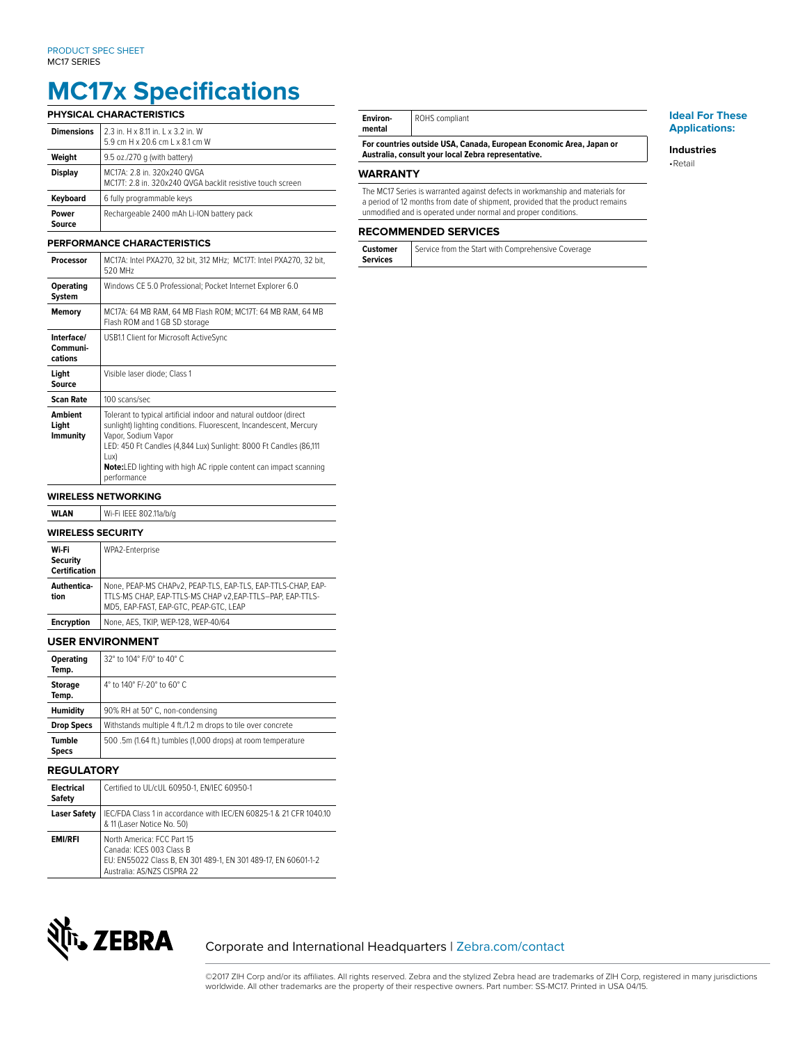# MC17x Specifications

## PHYSICAL CHARACTERISTICS

| | |
|---|---|
| **Dimensions** | 2.3 in. H x 8.11 in. L x 3.2 in. W<br>5.9 cm H x 20.6 cm L x 8.1 cm W |
| **Weight** | 9.5 oz./270 g (with battery) |
| **Display** | MC17A: 2.8 in. 320x240 QVGA<br>MC17T: 2.8 in. 320x240 QVGA backlit resistive touch screen |
| **Keyboard** | 6 fully programmable keys |
| **Power Source** | Rechargeable 2400 mAh Li-ION battery pack |

## PERFORMANCE CHARACTERISTICS

| | |
|---|---|
| **Processor** | MC17A: Intel PXA270, 32 bit, 312 MHz; MC17T: Intel PXA270, 32 bit, 520 MHz |
| **Operating System** | Windows CE 5.0 Professional; Pocket Internet Explorer 6.0 |
| **Memory** | MC17A: 64 MB RAM, 64 MB Flash ROM; MC17T: 64 MB RAM, 64 MB Flash ROM and 1 GB SD storage |
| **Interface/ Communi-cations** | USB1.1 Client for Microsoft ActiveSync |
| **Light Source** | Visible laser diode; Class 1 |
| **Scan Rate** | 100 scans/sec |
| **Ambient Light Immunity** | Tolerant to typical artificial indoor and natural outdoor (direct sunlight) lighting conditions. Fluorescent, Incandescent, Mercury Vapor, Sodium Vapor<br>LED: 450 Ft Candles (4,844 Lux) Sunlight: 8000 Ft Candles (86,111 Lux)<br>**Note:**LED lighting with high AC ripple content can impact scanning performance |

## WIRELESS NETWORKING

| | |
|---|---|
| **WLAN** | Wi-Fi IEEE 802.11a/b/g |

## WIRELESS SECURITY

| | |
|---|---|
| **Wi-Fi Security Certification** | WPA2-Enterprise |
| **Authentica-tion** | None, PEAP-MS CHAPv2, PEAP-TLS, EAP-TLS, EAP-TTLS-CHAP, EAP-TTLS-MS CHAP, EAP-TTLS-MS CHAP v2,EAP-TTLS–PAP, EAP-TTLS-MD5, EAP-FAST, EAP-GTC, PEAP-GTC, LEAP |
| **Encryption** | None, AES, TKIP, WEP-128, WEP-40/64 |

## USER ENVIRONMENT

| | |
|---|---|
| **Operating Temp.** | 32° to 104° F/0° to 40° C |
| **Storage Temp.** | 4° to 140° F/-20° to 60° C |
| **Humidity** | 90% RH at 50° C, non-condensing |
| **Drop Specs** | Withstands multiple 4 ft./1.2 m drops to tile over concrete |
| **Tumble Specs** | 500 .5m (1.64 ft.) tumbles (1,000 drops) at room temperature |

## REGULATORY

| | |
|---|---|
| **Electrical Safety** | Certified to UL/cUL 60950-1, EN/IEC 60950-1 |
| **Laser Safety** | IEC/FDA Class 1 in accordance with IEC/EN 60825-1 & 21 CFR 1040.10 & 11 (Laser Notice No. 50) |
| **EMI/RFI** | North America: FCC Part 15<br>Canada: ICES 003 Class B<br>EU: EN55022 Class B, EN 301 489-1, EN 301 489-17, EN 60601-1-2<br>Australia: AS/NZS CISPRA 22 |
| **Environ-mental** | ROHS compliant |

**For countries outside USA, Canada, European Economic Area, Japan or Australia, consult your local Zebra representative.**

## WARRANTY

The MC17 Series is warranted against defects in workmanship and materials for a period of 12 months from date of shipment, provided that the product remains unmodified and is operated under normal and proper conditions.

## RECOMMENDED SERVICES

| | |
|---|---|
| **Customer Services** | Service from the Start with Comprehensive Coverage |

### Ideal For These Applications:

**Industries**

- Retail

Corporate and International Headquarters | Zebra.com/contact

©2017 ZIH Corp and/or its affiliates. All rights reserved. Zebra and the stylized Zebra head are trademarks of ZIH Corp, registered in many jurisdictions worldwide. All other trademarks are the property of their respective owners. Part number: SS-MC17. Printed in USA 04/15.